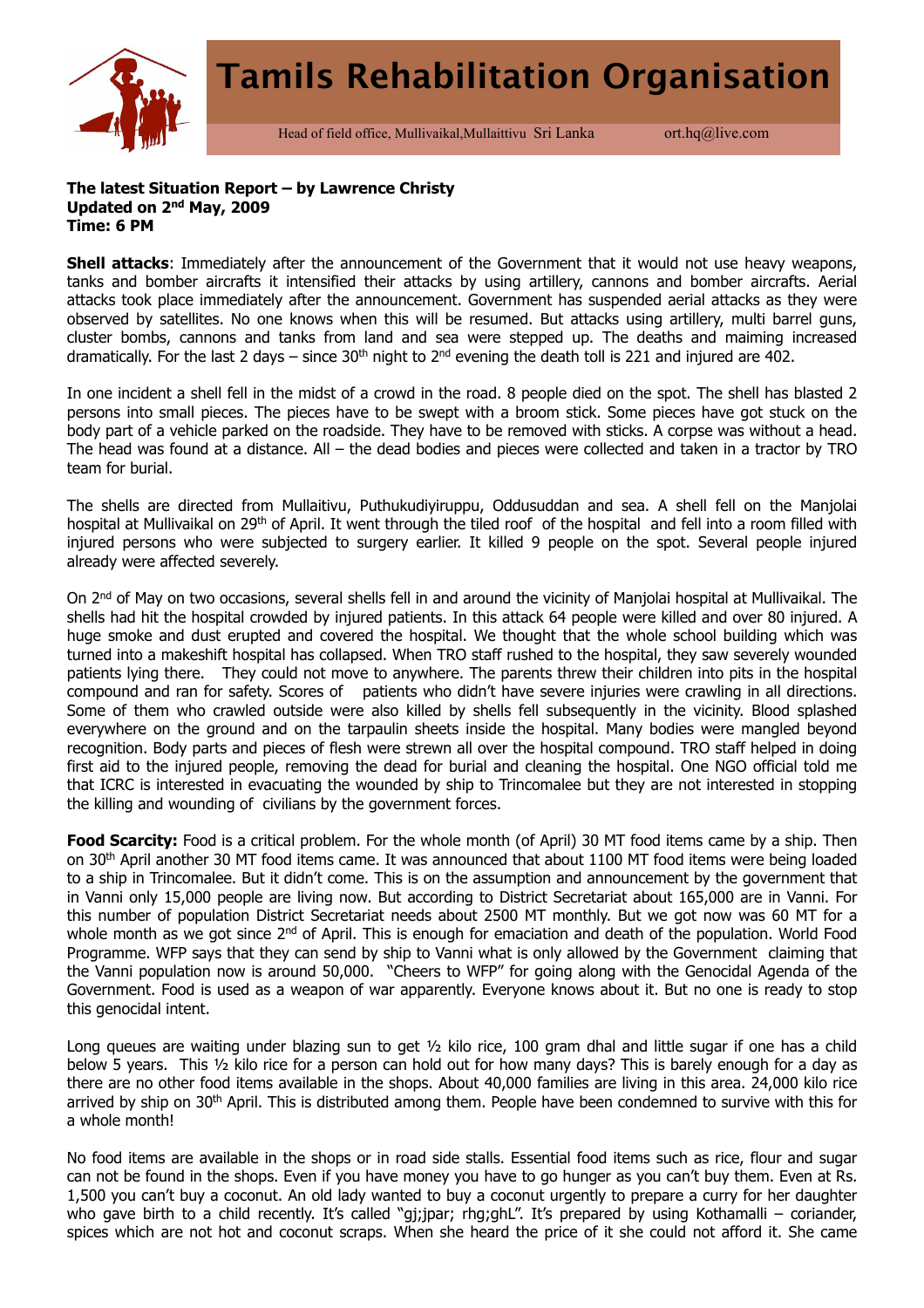# Tamils Rehabilitation Organisation

Head of field office, Mullivaikal,Mullaittivu Sri Lanka ort.hq@live.com

**The latest Situation Report – by Lawrence Christy**
**Updated on 2nd May, 2009**
**Time: 6 PM**

**Shell attacks**: Immediately after the announcement of the Government that it would not use heavy weapons, tanks and bomber aircrafts it intensified their attacks by using artillery, cannons and bomber aircrafts. Aerial attacks took place immediately after the announcement. Government has suspended aerial attacks as they were observed by satellites. No one knows when this will be resumed. But attacks using artillery, multi barrel guns, cluster bombs, cannons and tanks from land and sea were stepped up. The deaths and maiming increased dramatically. For the last 2 days – since 30th night to 2nd evening the death toll is 221 and injured are 402.

In one incident a shell fell in the midst of a crowd in the road. 8 people died on the spot. The shell has blasted 2 persons into small pieces. The pieces have to be swept with a broom stick. Some pieces have got stuck on the body part of a vehicle parked on the roadside. They have to be removed with sticks. A corpse was without a head. The head was found at a distance. All – the dead bodies and pieces were collected and taken in a tractor by TRO team for burial.

The shells are directed from Mullaitivu, Puthukudiyiruppu, Oddusuddan and sea. A shell fell on the Manjolai hospital at Mullivaikal on 29th of April. It went through the tiled roof of the hospital and fell into a room filled with injured persons who were subjected to surgery earlier. It killed 9 people on the spot. Several people injured already were affected severely.

On 2nd of May on two occasions, several shells fell in and around the vicinity of Manjolai hospital at Mullivaikal. The shells had hit the hospital crowded by injured patients. In this attack 64 people were killed and over 80 injured. A huge smoke and dust erupted and covered the hospital. We thought that the whole school building which was turned into a makeshift hospital has collapsed. When TRO staff rushed to the hospital, they saw severely wounded patients lying there. They could not move to anywhere. The parents threw their children into pits in the hospital compound and ran for safety. Scores of patients who didn't have severe injuries were crawling in all directions. Some of them who crawled outside were also killed by shells fell subsequently in the vicinity. Blood splashed everywhere on the ground and on the tarpaulin sheets inside the hospital. Many bodies were mangled beyond recognition. Body parts and pieces of flesh were strewn all over the hospital compound. TRO staff helped in doing first aid to the injured people, removing the dead for burial and cleaning the hospital. One NGO official told me that ICRC is interested in evacuating the wounded by ship to Trincomalee but they are not interested in stopping the killing and wounding of civilians by the government forces.

**Food Scarcity:** Food is a critical problem. For the whole month (of April) 30 MT food items came by a ship. Then on 30th April another 30 MT food items came. It was announced that about 1100 MT food items were being loaded to a ship in Trincomalee. But it didn't come. This is on the assumption and announcement by the government that in Vanni only 15,000 people are living now. But according to District Secretariat about 165,000 are in Vanni. For this number of population District Secretariat needs about 2500 MT monthly. But we got now was 60 MT for a whole month as we got since 2nd of April. This is enough for emaciation and death of the population. World Food Programme. WFP says that they can send by ship to Vanni what is only allowed by the Government claiming that the Vanni population now is around 50,000. "Cheers to WFP" for going along with the Genocidal Agenda of the Government. Food is used as a weapon of war apparently. Everyone knows about it. But no one is ready to stop this genocidal intent.

Long queues are waiting under blazing sun to get ½ kilo rice, 100 gram dhal and little sugar if one has a child below 5 years. This ½ kilo rice for a person can hold out for how many days? This is barely enough for a day as there are no other food items available in the shops. About 40,000 families are living in this area. 24,000 kilo rice arrived by ship on 30th April. This is distributed among them. People have been condemned to survive with this for a whole month!

No food items are available in the shops or in road side stalls. Essential food items such as rice, flour and sugar can not be found in the shops. Even if you have money you have to go hunger as you can't buy them. Even at Rs. 1,500 you can't buy a coconut. An old lady wanted to buy a coconut urgently to prepare a curry for her daughter who gave birth to a child recently. It's called "gj;jpar; rhg;ghL". It's prepared by using Kothamalli – coriander, spices which are not hot and coconut scraps. When she heard the price of it she could not afford it. She came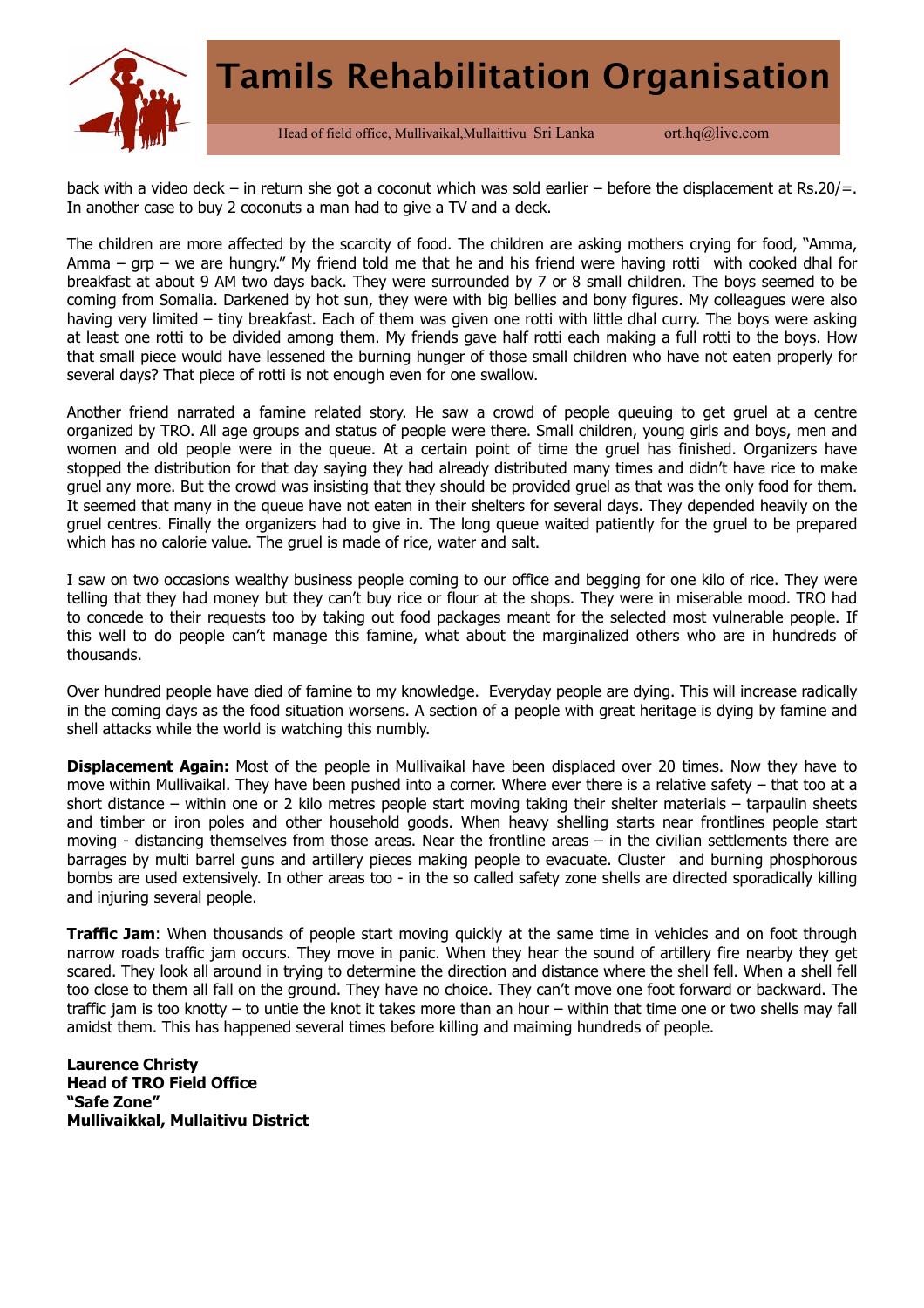back with a video deck – in return she got a coconut which was sold earlier – before the displacement at Rs.20/=. In another case to buy 2 coconuts a man had to give a TV and a deck.

The children are more affected by the scarcity of food. The children are asking mothers crying for food, "Amma, Amma – grp – we are hungry." My friend told me that he and his friend were having rotti with cooked dhal for breakfast at about 9 AM two days back. They were surrounded by 7 or 8 small children. The boys seemed to be coming from Somalia. Darkened by hot sun, they were with big bellies and bony figures. My colleagues were also having very limited – tiny breakfast. Each of them was given one rotti with little dhal curry. The boys were asking at least one rotti to be divided among them. My friends gave half rotti each making a full rotti to the boys. How that small piece would have lessened the burning hunger of those small children who have not eaten properly for several days? That piece of rotti is not enough even for one swallow.

Another friend narrated a famine related story. He saw a crowd of people queuing to get gruel at a centre organized by TRO. All age groups and status of people were there. Small children, young girls and boys, men and women and old people were in the queue. At a certain point of time the gruel has finished. Organizers have stopped the distribution for that day saying they had already distributed many times and didn't have rice to make gruel any more. But the crowd was insisting that they should be provided gruel as that was the only food for them. It seemed that many in the queue have not eaten in their shelters for several days. They depended heavily on the gruel centres. Finally the organizers had to give in. The long queue waited patiently for the gruel to be prepared which has no calorie value. The gruel is made of rice, water and salt.

I saw on two occasions wealthy business people coming to our office and begging for one kilo of rice. They were telling that they had money but they can't buy rice or flour at the shops. They were in miserable mood. TRO had to concede to their requests too by taking out food packages meant for the selected most vulnerable people. If this well to do people can't manage this famine, what about the marginalized others who are in hundreds of thousands.

Over hundred people have died of famine to my knowledge. Everyday people are dying. This will increase radically in the coming days as the food situation worsens. A section of a people with great heritage is dying by famine and shell attacks while the world is watching this numbly.

**Displacement Again:** Most of the people in Mullivaikal have been displaced over 20 times. Now they have to move within Mullivaikal. They have been pushed into a corner. Where ever there is a relative safety – that too at a short distance – within one or 2 kilo metres people start moving taking their shelter materials – tarpaulin sheets and timber or iron poles and other household goods. When heavy shelling starts near frontlines people start moving - distancing themselves from those areas. Near the frontline areas – in the civilian settlements there are barrages by multi barrel guns and artillery pieces making people to evacuate. Cluster and burning phosphorous bombs are used extensively. In other areas too - in the so called safety zone shells are directed sporadically killing and injuring several people.

**Traffic Jam**: When thousands of people start moving quickly at the same time in vehicles and on foot through narrow roads traffic jam occurs. They move in panic. When they hear the sound of artillery fire nearby they get scared. They look all around in trying to determine the direction and distance where the shell fell. When a shell fell too close to them all fall on the ground. They have no choice. They can't move one foot forward or backward. The traffic jam is too knotty – to untie the knot it takes more than an hour – within that time one or two shells may fall amidst them. This has happened several times before killing and maiming hundreds of people.

**Laurence Christy**
**Head of TRO Field Office**
**"Safe Zone"**
**Mullivaikkal, Mullaitivu District**